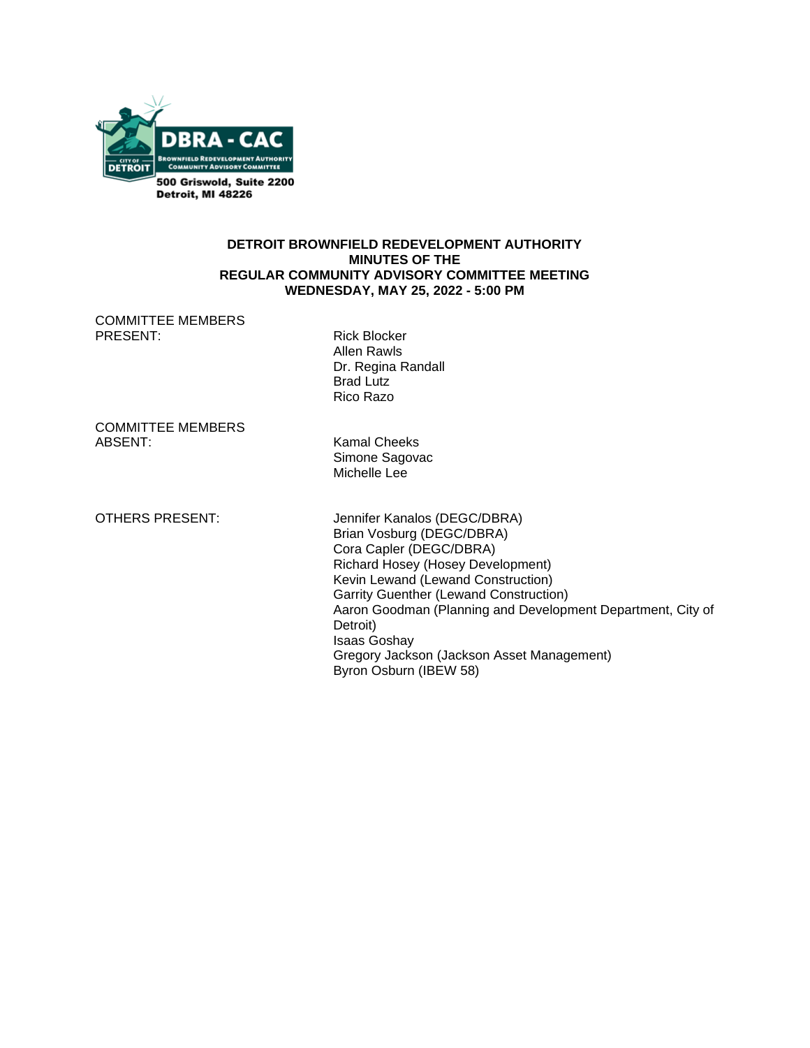DBRA - CAC
BROWNFIELD REDEVELOPMENT AUTHORITY
COMMUNITY ADVISORY COMMITTEE
CITY OF DETROIT

500 Griswold, Suite 2200
Detroit, MI 48226

**DETROIT BROWNFIELD REDEVELOPMENT AUTHORITY**
**MINUTES OF THE**
**REGULAR COMMUNITY ADVISORY COMMITTEE MEETING**
**WEDNESDAY, MAY 25, 2022 - 5:00 PM**

| | |
|---|---|
| COMMITTEE MEMBERS PRESENT: | Rick Blocker<br>Allen Rawls<br>Dr. Regina Randall<br>Brad Lutz<br>Rico Razo |
| COMMITTEE MEMBERS ABSENT: | Kamal Cheeks<br>Simone Sagovac<br>Michelle Lee |
| OTHERS PRESENT: | Jennifer Kanalos (DEGC/DBRA)<br>Brian Vosburg (DEGC/DBRA)<br>Cora Capler (DEGC/DBRA)<br>Richard Hosey (Hosey Development)<br>Kevin Lewand (Lewand Construction)<br>Garrity Guenther (Lewand Construction)<br>Aaron Goodman (Planning and Development Department, City of Detroit)<br>Isaas Goshay<br>Gregory Jackson (Jackson Asset Management)<br>Byron Osburn (IBEW 58) |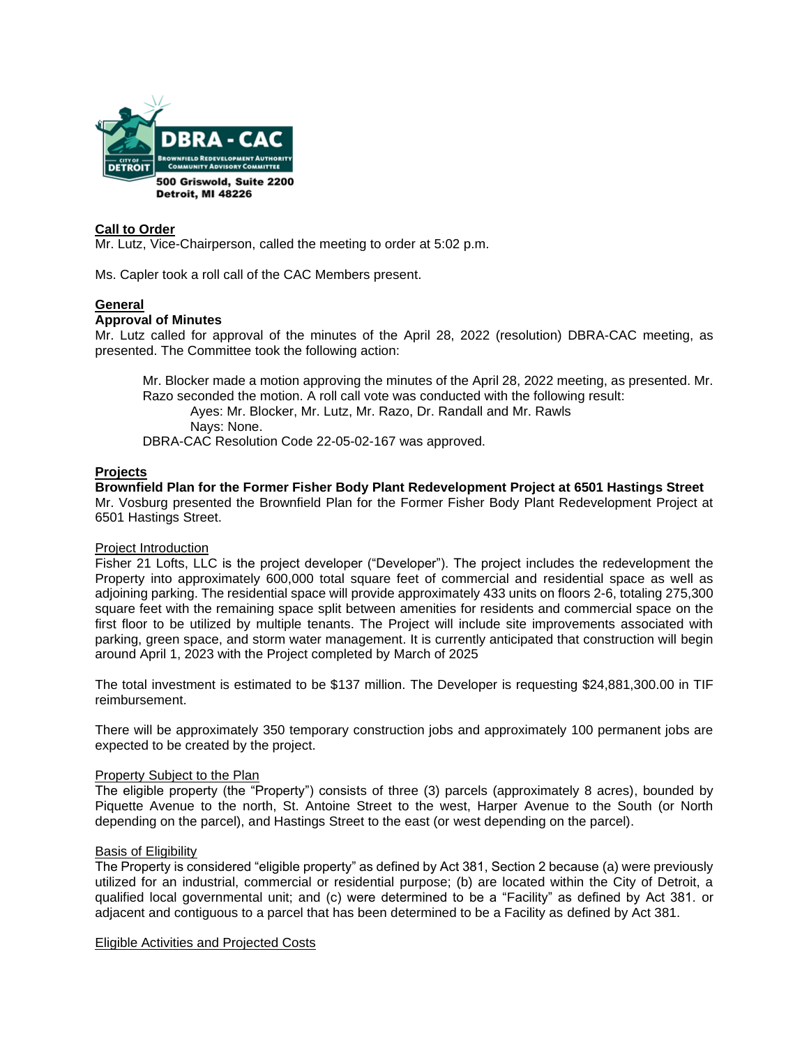DBRA - CAC
CITY OF DETROIT
BROWNFIELD REDEVELOPMENT AUTHORITY COMMUNITY ADVISORY COMMITTEE
500 Griswold, Suite 2200
Detroit, MI 48226

## Call to Order

Mr. Lutz, Vice-Chairperson, called the meeting to order at 5:02 p.m.

Ms. Capler took a roll call of the CAC Members present.

## General

### Approval of Minutes

Mr. Lutz called for approval of the minutes of the April 28, 2022 (resolution) DBRA-CAC meeting, as presented. The Committee took the following action:

> Mr. Blocker made a motion approving the minutes of the April 28, 2022 meeting, as presented. Mr. Razo seconded the motion. A roll call vote was conducted with the following result:
>
> Ayes: Mr. Blocker, Mr. Lutz, Mr. Razo, Dr. Randall and Mr. Rawls
>
> Nays: None.
>
> DBRA-CAC Resolution Code 22-05-02-167 was approved.

## Projects

### Brownfield Plan for the Former Fisher Body Plant Redevelopment Project at 6501 Hastings Street

Mr. Vosburg presented the Brownfield Plan for the Former Fisher Body Plant Redevelopment Project at 6501 Hastings Street.

#### Project Introduction

Fisher 21 Lofts, LLC is the project developer ("Developer"). The project includes the redevelopment the Property into approximately 600,000 total square feet of commercial and residential space as well as adjoining parking. The residential space will provide approximately 433 units on floors 2-6, totaling 275,300 square feet with the remaining square space split between amenities for residents and commercial space on the first floor to be utilized by multiple tenants. The Project will include site improvements associated with parking, green space, and storm water management. It is currently anticipated that construction will begin around April 1, 2023 with the Project completed by March of 2025

The total investment is estimated to be $137 million. The Developer is requesting $24,881,300.00 in TIF reimbursement.

There will be approximately 350 temporary construction jobs and approximately 100 permanent jobs are expected to be created by the project.

#### Property Subject to the Plan

The eligible property (the "Property") consists of three (3) parcels (approximately 8 acres), bounded by Piquette Avenue to the north, St. Antoine Street to the west, Harper Avenue to the South (or North depending on the parcel), and Hastings Street to the east (or west depending on the parcel).

#### Basis of Eligibility

The Property is considered "eligible property" as defined by Act 381, Section 2 because (a) were previously utilized for an industrial, commercial or residential purpose; (b) are located within the City of Detroit, a qualified local governmental unit; and (c) were determined to be a "Facility" as defined by Act 381. or adjacent and contiguous to a parcel that has been determined to be a Facility as defined by Act 381.

#### Eligible Activities and Projected Costs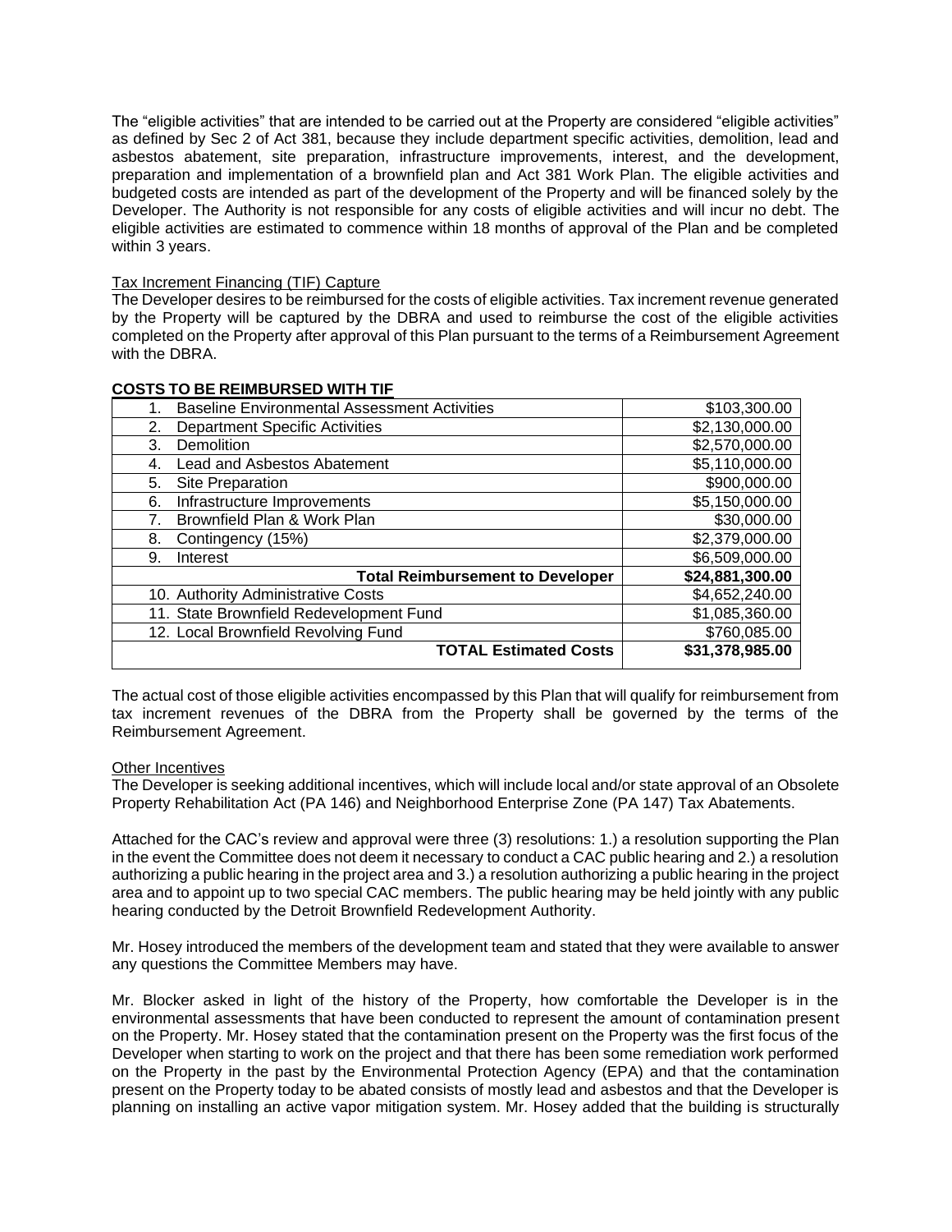The "eligible activities" that are intended to be carried out at the Property are considered "eligible activities" as defined by Sec 2 of Act 381, because they include department specific activities, demolition, lead and asbestos abatement, site preparation, infrastructure improvements, interest, and the development, preparation and implementation of a brownfield plan and Act 381 Work Plan. The eligible activities and budgeted costs are intended as part of the development of the Property and will be financed solely by the Developer. The Authority is not responsible for any costs of eligible activities and will incur no debt. The eligible activities are estimated to commence within 18 months of approval of the Plan and be completed within 3 years.

Tax Increment Financing (TIF) Capture

The Developer desires to be reimbursed for the costs of eligible activities. Tax increment revenue generated by the Property will be captured by the DBRA and used to reimburse the cost of the eligible activities completed on the Property after approval of this Plan pursuant to the terms of a Reimbursement Agreement with the DBRA.

**COSTS TO BE REIMBURSED WITH TIF**

| Item | Cost |
|---|---|
| 1. Baseline Environmental Assessment Activities | $103,300.00 |
| 2. Department Specific Activities | $2,130,000.00 |
| 3. Demolition | $2,570,000.00 |
| 4. Lead and Asbestos Abatement | $5,110,000.00 |
| 5. Site Preparation | $900,000.00 |
| 6. Infrastructure Improvements | $5,150,000.00 |
| 7. Brownfield Plan & Work Plan | $30,000.00 |
| 8. Contingency (15%) | $2,379,000.00 |
| 9. Interest | $6,509,000.00 |
| **Total Reimbursement to Developer** | **$24,881,300.00** |
| 10. Authority Administrative Costs | $4,652,240.00 |
| 11. State Brownfield Redevelopment Fund | $1,085,360.00 |
| 12. Local Brownfield Revolving Fund | $760,085.00 |
| **TOTAL Estimated Costs** | **$31,378,985.00** |

The actual cost of those eligible activities encompassed by this Plan that will qualify for reimbursement from tax increment revenues of the DBRA from the Property shall be governed by the terms of the Reimbursement Agreement.

Other Incentives

The Developer is seeking additional incentives, which will include local and/or state approval of an Obsolete Property Rehabilitation Act (PA 146) and Neighborhood Enterprise Zone (PA 147) Tax Abatements.

Attached for the CAC's review and approval were three (3) resolutions: 1.) a resolution supporting the Plan in the event the Committee does not deem it necessary to conduct a CAC public hearing and 2.) a resolution authorizing a public hearing in the project area and 3.) a resolution authorizing a public hearing in the project area and to appoint up to two special CAC members. The public hearing may be held jointly with any public hearing conducted by the Detroit Brownfield Redevelopment Authority.

Mr. Hosey introduced the members of the development team and stated that they were available to answer any questions the Committee Members may have.

Mr. Blocker asked in light of the history of the Property, how comfortable the Developer is in the environmental assessments that have been conducted to represent the amount of contamination present on the Property. Mr. Hosey stated that the contamination present on the Property was the first focus of the Developer when starting to work on the project and that there has been some remediation work performed on the Property in the past by the Environmental Protection Agency (EPA) and that the contamination present on the Property today to be abated consists of mostly lead and asbestos and that the Developer is planning on installing an active vapor mitigation system. Mr. Hosey added that the building is structurally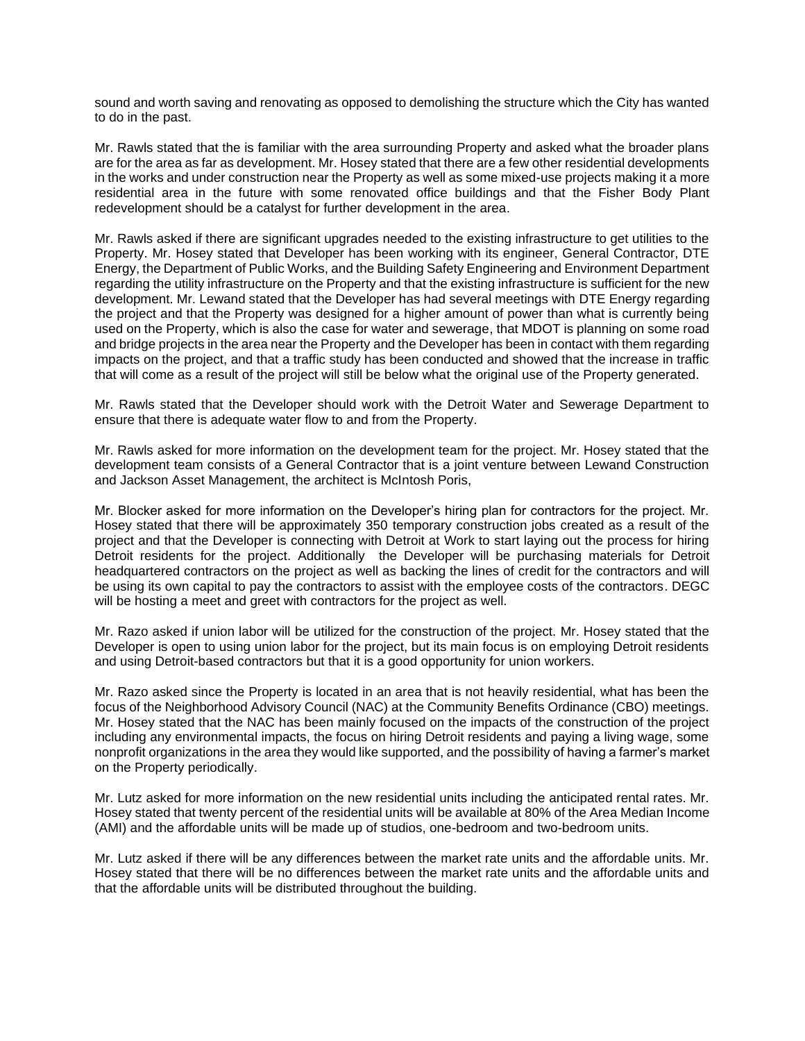sound and worth saving and renovating as opposed to demolishing the structure which the City has wanted to do in the past.

Mr. Rawls stated that the is familiar with the area surrounding Property and asked what the broader plans are for the area as far as development. Mr. Hosey stated that there are a few other residential developments in the works and under construction near the Property as well as some mixed-use projects making it a more residential area in the future with some renovated office buildings and that the Fisher Body Plant redevelopment should be a catalyst for further development in the area.

Mr. Rawls asked if there are significant upgrades needed to the existing infrastructure to get utilities to the Property. Mr. Hosey stated that Developer has been working with its engineer, General Contractor, DTE Energy, the Department of Public Works, and the Building Safety Engineering and Environment Department regarding the utility infrastructure on the Property and that the existing infrastructure is sufficient for the new development. Mr. Lewand stated that the Developer has had several meetings with DTE Energy regarding the project and that the Property was designed for a higher amount of power than what is currently being used on the Property, which is also the case for water and sewerage, that MDOT is planning on some road and bridge projects in the area near the Property and the Developer has been in contact with them regarding impacts on the project, and that a traffic study has been conducted and showed that the increase in traffic that will come as a result of the project will still be below what the original use of the Property generated.

Mr. Rawls stated that the Developer should work with the Detroit Water and Sewerage Department to ensure that there is adequate water flow to and from the Property.

Mr. Rawls asked for more information on the development team for the project. Mr. Hosey stated that the development team consists of a General Contractor that is a joint venture between Lewand Construction and Jackson Asset Management, the architect is McIntosh Poris,

Mr. Blocker asked for more information on the Developer's hiring plan for contractors for the project. Mr. Hosey stated that there will be approximately 350 temporary construction jobs created as a result of the project and that the Developer is connecting with Detroit at Work to start laying out the process for hiring Detroit residents for the project. Additionally the Developer will be purchasing materials for Detroit headquartered contractors on the project as well as backing the lines of credit for the contractors and will be using its own capital to pay the contractors to assist with the employee costs of the contractors. DEGC will be hosting a meet and greet with contractors for the project as well.

Mr. Razo asked if union labor will be utilized for the construction of the project. Mr. Hosey stated that the Developer is open to using union labor for the project, but its main focus is on employing Detroit residents and using Detroit-based contractors but that it is a good opportunity for union workers.

Mr. Razo asked since the Property is located in an area that is not heavily residential, what has been the focus of the Neighborhood Advisory Council (NAC) at the Community Benefits Ordinance (CBO) meetings. Mr. Hosey stated that the NAC has been mainly focused on the impacts of the construction of the project including any environmental impacts, the focus on hiring Detroit residents and paying a living wage, some nonprofit organizations in the area they would like supported, and the possibility of having a farmer's market on the Property periodically.

Mr. Lutz asked for more information on the new residential units including the anticipated rental rates. Mr. Hosey stated that twenty percent of the residential units will be available at 80% of the Area Median Income (AMI) and the affordable units will be made up of studios, one-bedroom and two-bedroom units.

Mr. Lutz asked if there will be any differences between the market rate units and the affordable units. Mr. Hosey stated that there will be no differences between the market rate units and the affordable units and that the affordable units will be distributed throughout the building.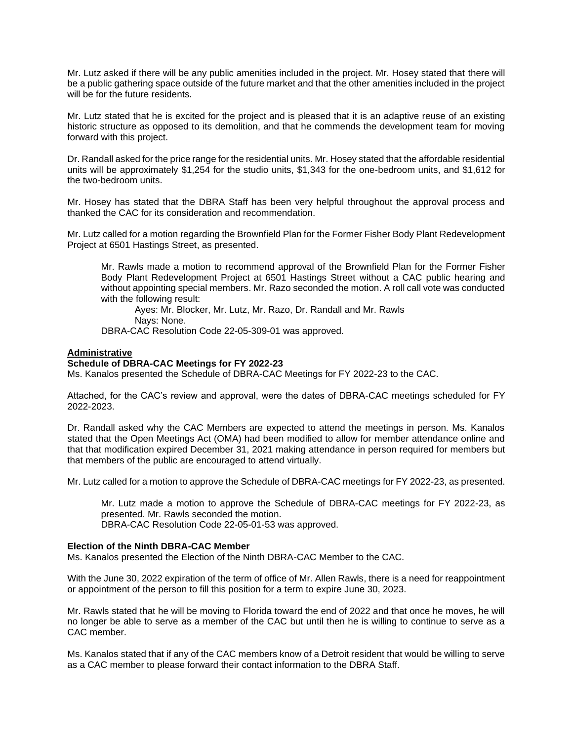Mr. Lutz asked if there will be any public amenities included in the project. Mr. Hosey stated that there will be a public gathering space outside of the future market and that the other amenities included in the project will be for the future residents.

Mr. Lutz stated that he is excited for the project and is pleased that it is an adaptive reuse of an existing historic structure as opposed to its demolition, and that he commends the development team for moving forward with this project.

Dr. Randall asked for the price range for the residential units. Mr. Hosey stated that the affordable residential units will be approximately $1,254 for the studio units, $1,343 for the one-bedroom units, and $1,612 for the two-bedroom units.

Mr. Hosey has stated that the DBRA Staff has been very helpful throughout the approval process and thanked the CAC for its consideration and recommendation.

Mr. Lutz called for a motion regarding the Brownfield Plan for the Former Fisher Body Plant Redevelopment Project at 6501 Hastings Street, as presented.

> Mr. Rawls made a motion to recommend approval of the Brownfield Plan for the Former Fisher Body Plant Redevelopment Project at 6501 Hastings Street without a CAC public hearing and without appointing special members. Mr. Razo seconded the motion. A roll call vote was conducted with the following result:
>
> Ayes: Mr. Blocker, Mr. Lutz, Mr. Razo, Dr. Randall and Mr. Rawls
>
> Nays: None.
>
> DBRA-CAC Resolution Code 22-05-309-01 was approved.

**Administrative**

**Schedule of DBRA-CAC Meetings for FY 2022-23**

Ms. Kanalos presented the Schedule of DBRA-CAC Meetings for FY 2022-23 to the CAC.

Attached, for the CAC's review and approval, were the dates of DBRA-CAC meetings scheduled for FY 2022-2023.

Dr. Randall asked why the CAC Members are expected to attend the meetings in person. Ms. Kanalos stated that the Open Meetings Act (OMA) had been modified to allow for member attendance online and that that modification expired December 31, 2021 making attendance in person required for members but that members of the public are encouraged to attend virtually.

Mr. Lutz called for a motion to approve the Schedule of DBRA-CAC meetings for FY 2022-23, as presented.

> Mr. Lutz made a motion to approve the Schedule of DBRA-CAC meetings for FY 2022-23, as presented. Mr. Rawls seconded the motion.
>
> DBRA-CAC Resolution Code 22-05-01-53 was approved.

**Election of the Ninth DBRA-CAC Member**

Ms. Kanalos presented the Election of the Ninth DBRA-CAC Member to the CAC.

With the June 30, 2022 expiration of the term of office of Mr. Allen Rawls, there is a need for reappointment or appointment of the person to fill this position for a term to expire June 30, 2023.

Mr. Rawls stated that he will be moving to Florida toward the end of 2022 and that once he moves, he will no longer be able to serve as a member of the CAC but until then he is willing to continue to serve as a CAC member.

Ms. Kanalos stated that if any of the CAC members know of a Detroit resident that would be willing to serve as a CAC member to please forward their contact information to the DBRA Staff.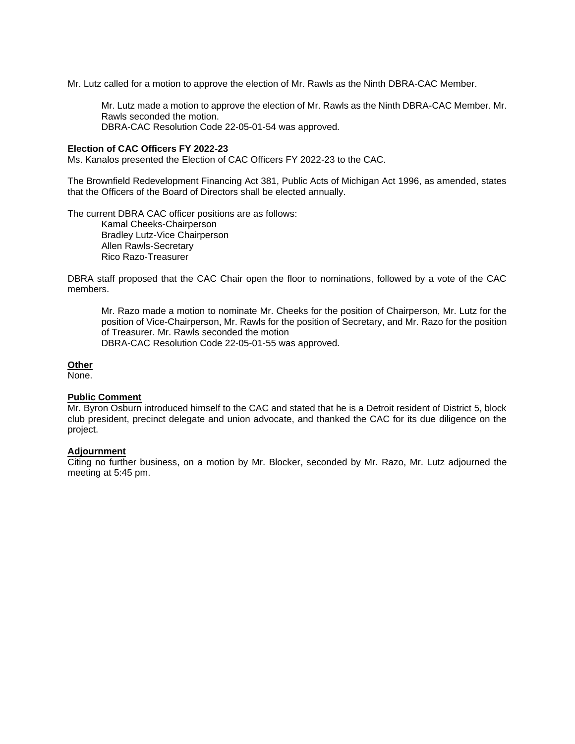Mr. Lutz called for a motion to approve the election of Mr. Rawls as the Ninth DBRA-CAC Member.

> Mr. Lutz made a motion to approve the election of Mr. Rawls as the Ninth DBRA-CAC Member. Mr. Rawls seconded the motion.
> DBRA-CAC Resolution Code 22-05-01-54 was approved.

**Election of CAC Officers FY 2022-23**

Ms. Kanalos presented the Election of CAC Officers FY 2022-23 to the CAC.

The Brownfield Redevelopment Financing Act 381, Public Acts of Michigan Act 1996, as amended, states that the Officers of the Board of Directors shall be elected annually.

The current DBRA CAC officer positions are as follows:

> Kamal Cheeks-Chairperson
> Bradley Lutz-Vice Chairperson
> Allen Rawls-Secretary
> Rico Razo-Treasurer

DBRA staff proposed that the CAC Chair open the floor to nominations, followed by a vote of the CAC members.

> Mr. Razo made a motion to nominate Mr. Cheeks for the position of Chairperson, Mr. Lutz for the position of Vice-Chairperson, Mr. Rawls for the position of Secretary, and Mr. Razo for the position of Treasurer. Mr. Rawls seconded the motion
> DBRA-CAC Resolution Code 22-05-01-55 was approved.

**Other**

None.

**Public Comment**

Mr. Byron Osburn introduced himself to the CAC and stated that he is a Detroit resident of District 5, block club president, precinct delegate and union advocate, and thanked the CAC for its due diligence on the project.

**Adjournment**

Citing no further business, on a motion by Mr. Blocker, seconded by Mr. Razo, Mr. Lutz adjourned the meeting at 5:45 pm.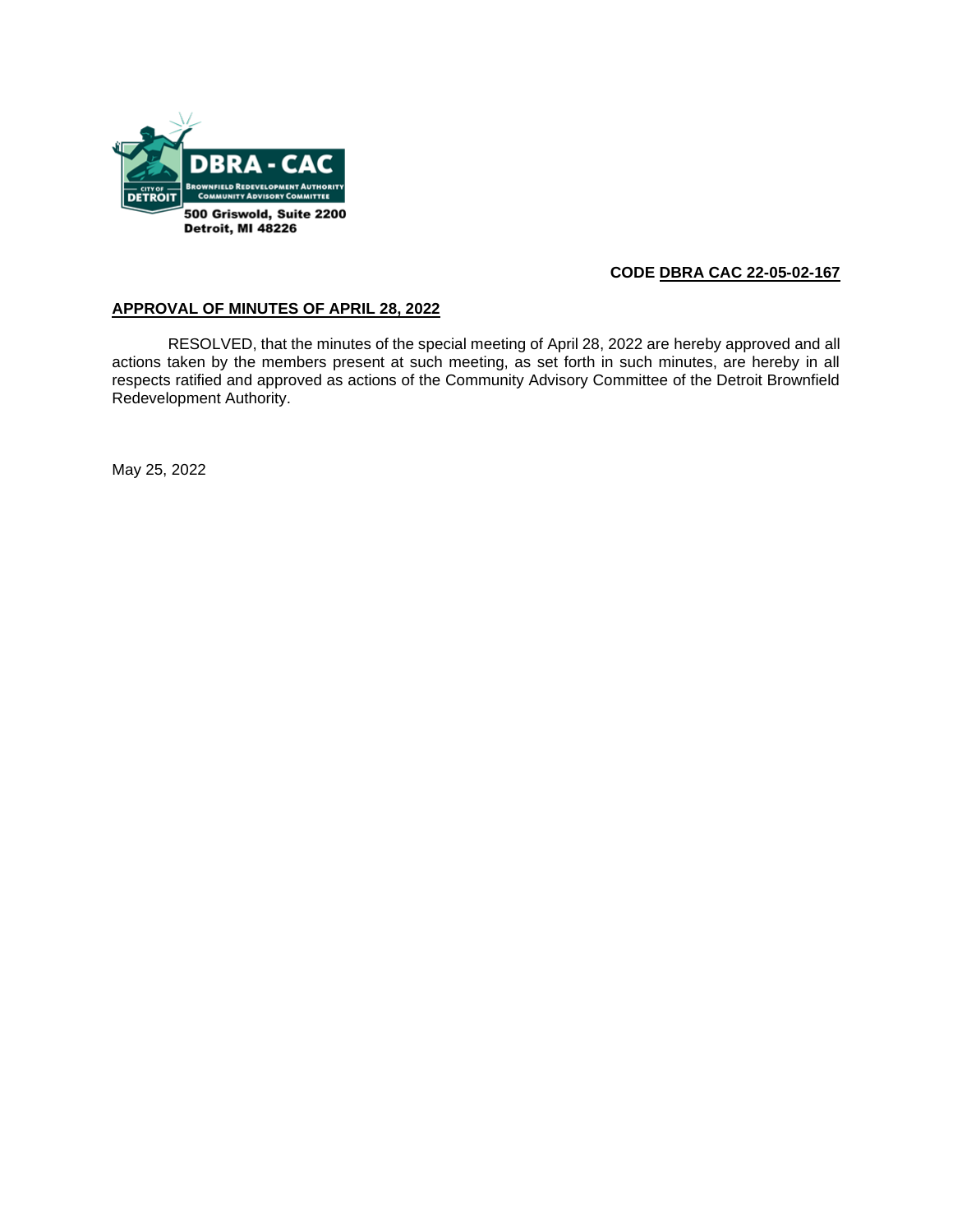DBRA - CAC
BROWNFIELD REDEVELOPMENT AUTHORITY
COMMUNITY ADVISORY COMMITTEE
CITY OF DETROIT

500 Griswold, Suite 2200
Detroit, MI 48226

**CODE DBRA CAC 22-05-02-167**

**APPROVAL OF MINUTES OF APRIL 28, 2022**

RESOLVED, that the minutes of the special meeting of April 28, 2022 are hereby approved and all actions taken by the members present at such meeting, as set forth in such minutes, are hereby in all respects ratified and approved as actions of the Community Advisory Committee of the Detroit Brownfield Redevelopment Authority.

May 25, 2022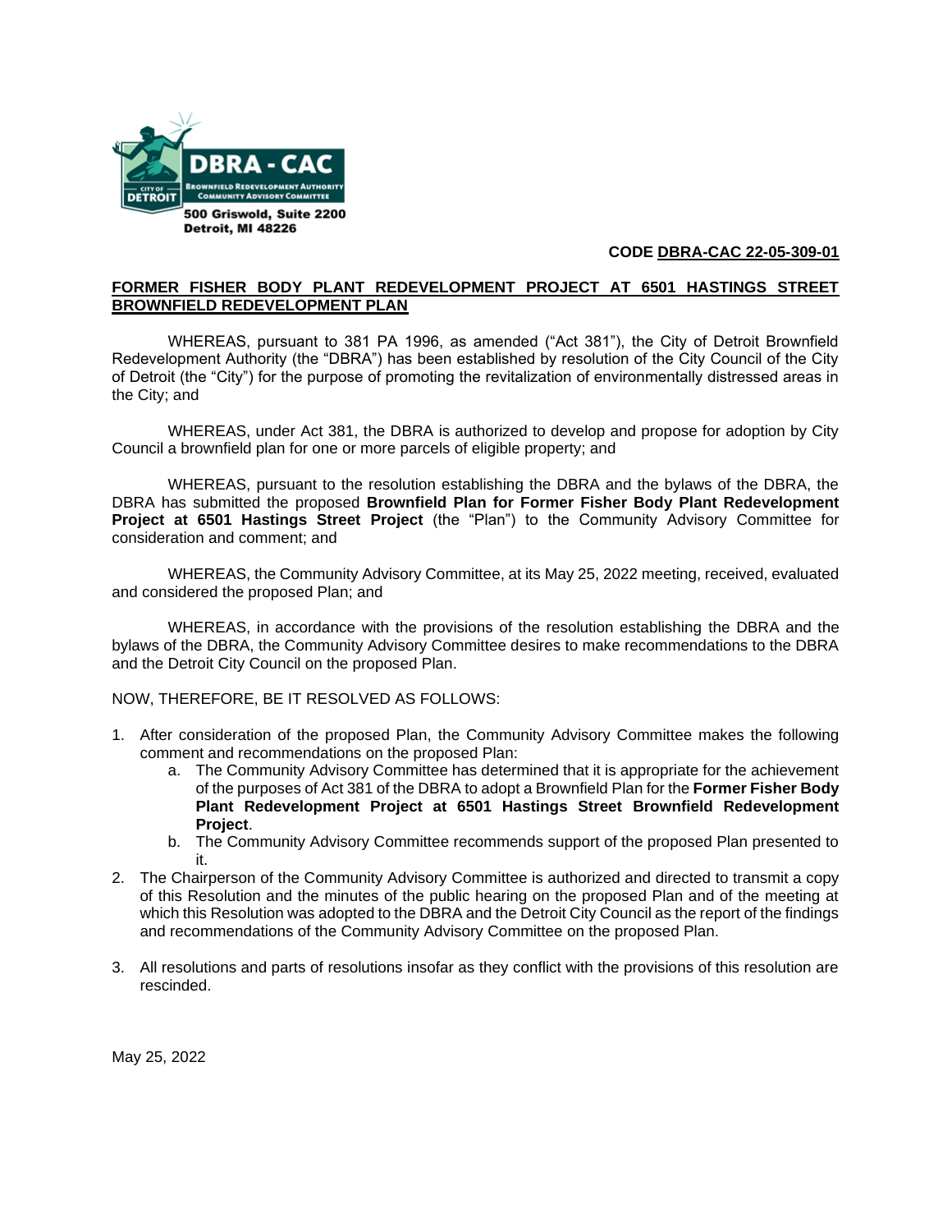DBRA - CAC
BROWNFIELD REDEVELOPMENT AUTHORITY COMMUNITY ADVISORY COMMITTEE
CITY OF DETROIT

**500 Griswold, Suite 2200**
**Detroit, MI 48226**

**CODE DBRA-CAC 22-05-309-01**

**FORMER FISHER BODY PLANT REDEVELOPMENT PROJECT AT 6501 HASTINGS STREET BROWNFIELD REDEVELOPMENT PLAN**

WHEREAS, pursuant to 381 PA 1996, as amended ("Act 381"), the City of Detroit Brownfield Redevelopment Authority (the "DBRA") has been established by resolution of the City Council of the City of Detroit (the "City") for the purpose of promoting the revitalization of environmentally distressed areas in the City; and

WHEREAS, under Act 381, the DBRA is authorized to develop and propose for adoption by City Council a brownfield plan for one or more parcels of eligible property; and

WHEREAS, pursuant to the resolution establishing the DBRA and the bylaws of the DBRA, the DBRA has submitted the proposed **Brownfield Plan for Former Fisher Body Plant Redevelopment Project at 6501 Hastings Street Project** (the "Plan") to the Community Advisory Committee for consideration and comment; and

WHEREAS, the Community Advisory Committee, at its May 25, 2022 meeting, received, evaluated and considered the proposed Plan; and

WHEREAS, in accordance with the provisions of the resolution establishing the DBRA and the bylaws of the DBRA, the Community Advisory Committee desires to make recommendations to the DBRA and the Detroit City Council on the proposed Plan.

NOW, THEREFORE, BE IT RESOLVED AS FOLLOWS:

1. After consideration of the proposed Plan, the Community Advisory Committee makes the following comment and recommendations on the proposed Plan:
   a. The Community Advisory Committee has determined that it is appropriate for the achievement of the purposes of Act 381 of the DBRA to adopt a Brownfield Plan for the **Former Fisher Body Plant Redevelopment Project at 6501 Hastings Street Brownfield Redevelopment Project**.
   b. The Community Advisory Committee recommends support of the proposed Plan presented to it.
2. The Chairperson of the Community Advisory Committee is authorized and directed to transmit a copy of this Resolution and the minutes of the public hearing on the proposed Plan and of the meeting at which this Resolution was adopted to the DBRA and the Detroit City Council as the report of the findings and recommendations of the Community Advisory Committee on the proposed Plan.
3. All resolutions and parts of resolutions insofar as they conflict with the provisions of this resolution are rescinded.

May 25, 2022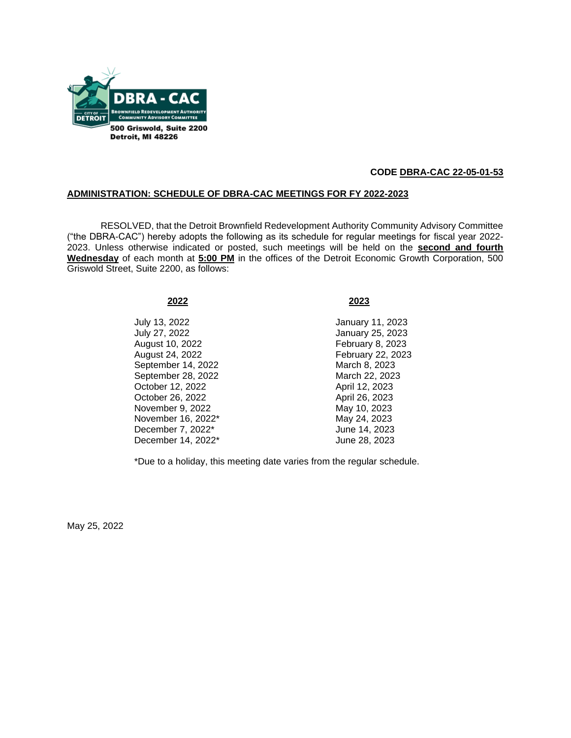DBRA - CAC
Brownfield Redevelopment Authority Community Advisory Committee
City of Detroit
500 Griswold, Suite 2200
Detroit, MI 48226

**CODE DBRA-CAC 22-05-01-53**

**ADMINISTRATION: SCHEDULE OF DBRA-CAC MEETINGS FOR FY 2022-2023**

RESOLVED, that the Detroit Brownfield Redevelopment Authority Community Advisory Committee ("the DBRA-CAC") hereby adopts the following as its schedule for regular meetings for fiscal year 2022-2023. Unless otherwise indicated or posted, such meetings will be held on the **second and fourth Wednesday** of each month at **5:00 PM** in the offices of the Detroit Economic Growth Corporation, 500 Griswold Street, Suite 2200, as follows:

| 2022 | 2023 |
|---|---|
| July 13, 2022 | January 11, 2023 |
| July 27, 2022 | January 25, 2023 |
| August 10, 2022 | February 8, 2023 |
| August 24, 2022 | February 22, 2023 |
| September 14, 2022 | March 8, 2023 |
| September 28, 2022 | March 22, 2023 |
| October 12, 2022 | April 12, 2023 |
| October 26, 2022 | April 26, 2023 |
| November 9, 2022 | May 10, 2023 |
| November 16, 2022* | May 24, 2023 |
| December 7, 2022* | June 14, 2023 |
| December 14, 2022* | June 28, 2023 |

*Due to a holiday, this meeting date varies from the regular schedule.

May 25, 2022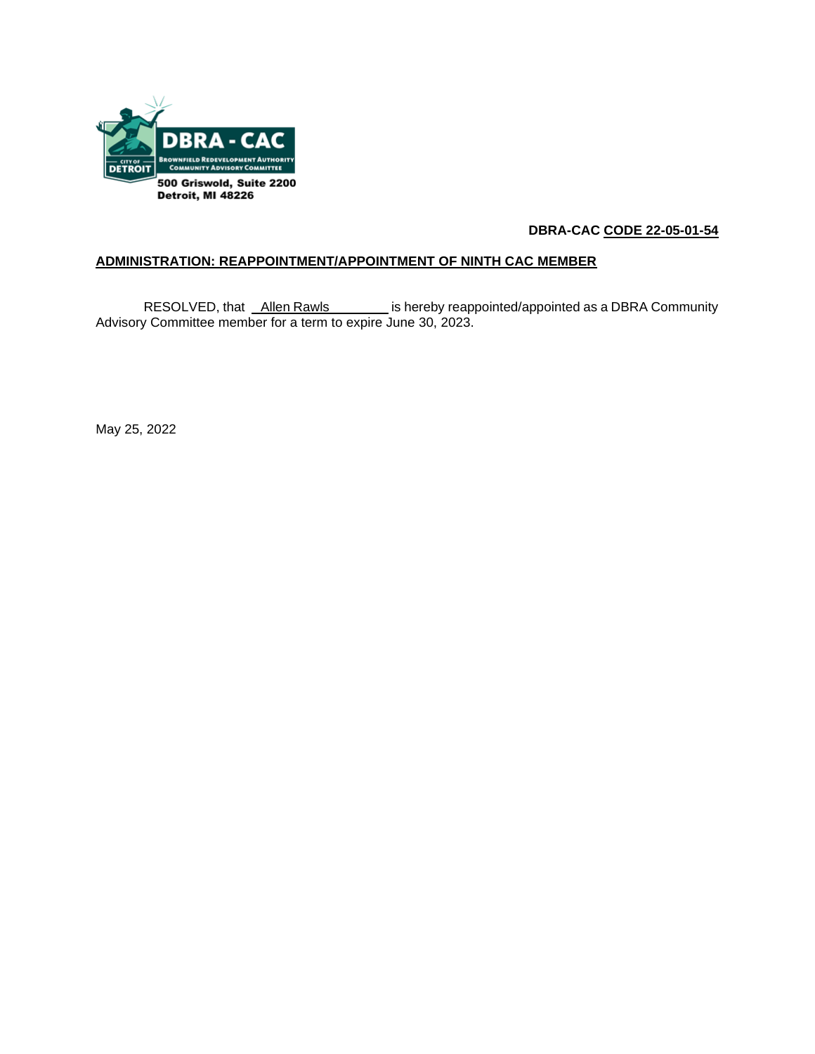DBRA - CAC
BROWNFIELD REDEVELOPMENT AUTHORITY
COMMUNITY ADVISORY COMMITTEE
CITY OF DETROIT
500 Griswold, Suite 2200
Detroit, MI 48226

**DBRA-CAC CODE 22-05-01-54**

**ADMINISTRATION: REAPPOINTMENT/APPOINTMENT OF NINTH CAC MEMBER**

RESOLVED, that Allen Rawls is hereby reappointed/appointed as a DBRA Community Advisory Committee member for a term to expire June 30, 2023.

May 25, 2022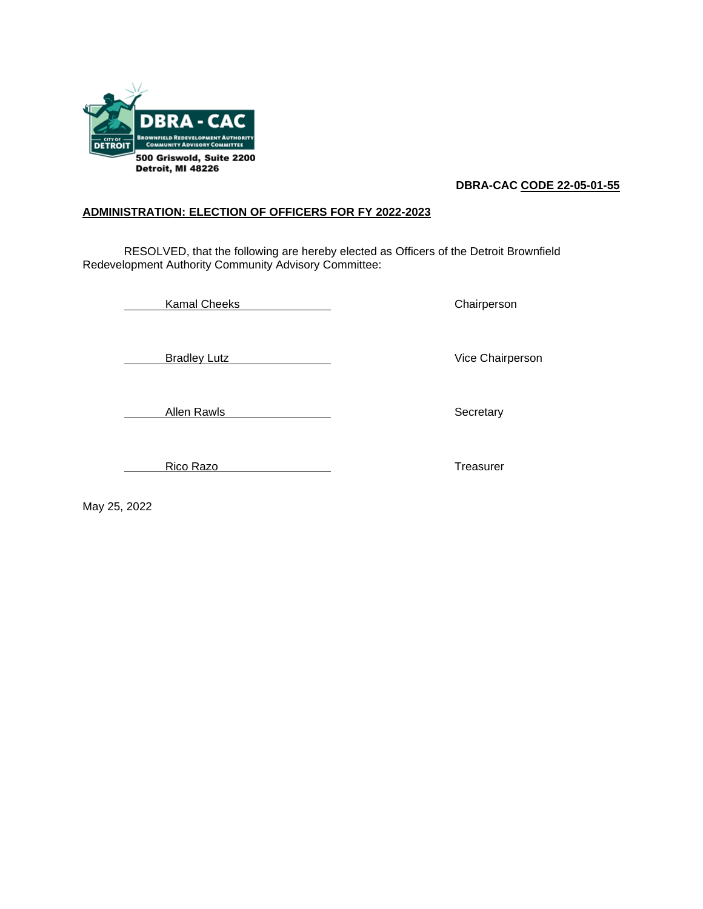DBRA - CAC
BROWNFIELD REDEVELOPMENT AUTHORITY COMMUNITY ADVISORY COMMITTEE
CITY OF DETROIT

500 Griswold, Suite 2200
Detroit, MI 48226

**DBRA-CAC CODE 22-05-01-55**

**ADMINISTRATION: ELECTION OF OFFICERS FOR FY 2022-2023**

RESOLVED, that the following are hereby elected as Officers of the Detroit Brownfield Redevelopment Authority Community Advisory Committee:

| | |
|---|---|
| Kamal Cheeks | Chairperson |
| Bradley Lutz | Vice Chairperson |
| Allen Rawls | Secretary |
| Rico Razo | Treasurer |

May 25, 2022